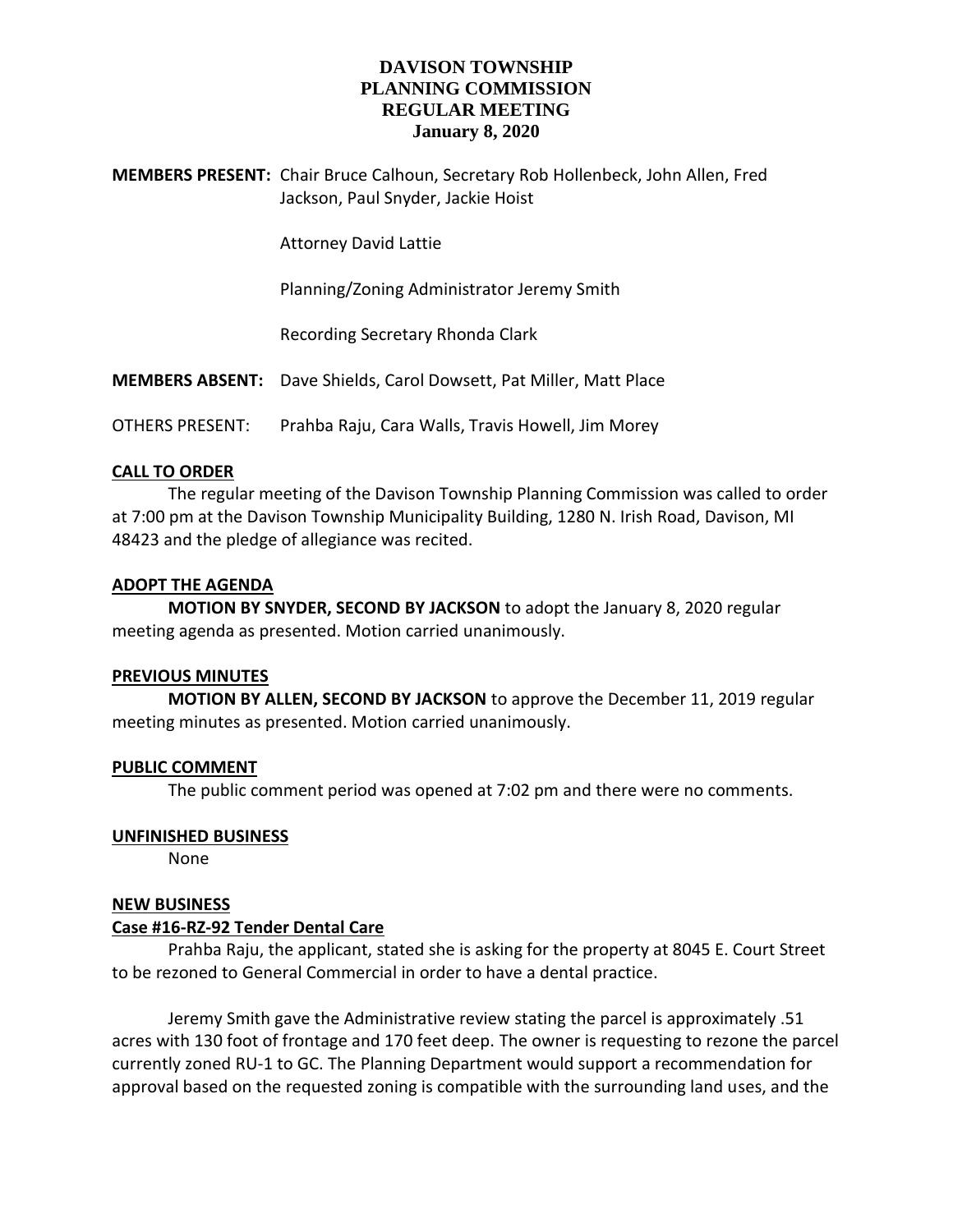# DAVISON TOWNSHIP
# PLANNING COMMISSION
# REGULAR MEETING
# January 8, 2020

**MEMBERS PRESENT:** Chair Bruce Calhoun, Secretary Rob Hollenbeck, John Allen, Fred Jackson, Paul Snyder, Jackie Hoist

Attorney David Lattie

Planning/Zoning Administrator Jeremy Smith

Recording Secretary Rhonda Clark

**MEMBERS ABSENT:** Dave Shields, Carol Dowsett, Pat Miller, Matt Place

OTHERS PRESENT: Prahba Raju, Cara Walls, Travis Howell, Jim Morey

**CALL TO ORDER**

The regular meeting of the Davison Township Planning Commission was called to order at 7:00 pm at the Davison Township Municipality Building, 1280 N. Irish Road, Davison, MI 48423 and the pledge of allegiance was recited.

**ADOPT THE AGENDA**

**MOTION BY SNYDER, SECOND BY JACKSON** to adopt the January 8, 2020 regular meeting agenda as presented. Motion carried unanimously.

**PREVIOUS MINUTES**

**MOTION BY ALLEN, SECOND BY JACKSON** to approve the December 11, 2019 regular meeting minutes as presented. Motion carried unanimously.

**PUBLIC COMMENT**

The public comment period was opened at 7:02 pm and there were no comments.

**UNFINISHED BUSINESS**

None

**NEW BUSINESS**

**Case #16-RZ-92 Tender Dental Care**

Prahba Raju, the applicant, stated she is asking for the property at 8045 E. Court Street to be rezoned to General Commercial in order to have a dental practice.

Jeremy Smith gave the Administrative review stating the parcel is approximately .51 acres with 130 foot of frontage and 170 feet deep. The owner is requesting to rezone the parcel currently zoned RU-1 to GC. The Planning Department would support a recommendation for approval based on the requested zoning is compatible with the surrounding land uses, and the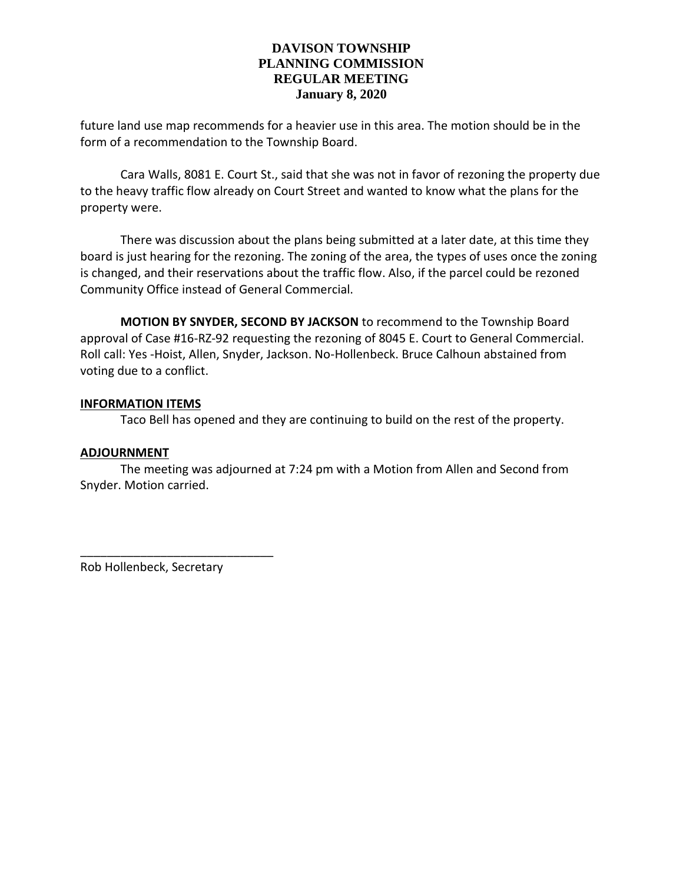future land use map recommends for a heavier use in this area. The motion should be in the form of a recommendation to the Township Board.

Cara Walls, 8081 E. Court St., said that she was not in favor of rezoning the property due to the heavy traffic flow already on Court Street and wanted to know what the plans for the property were.

There was discussion about the plans being submitted at a later date, at this time they board is just hearing for the rezoning. The zoning of the area, the types of uses once the zoning is changed, and their reservations about the traffic flow. Also, if the parcel could be rezoned Community Office instead of General Commercial.

**MOTION BY SNYDER, SECOND BY JACKSON** to recommend to the Township Board approval of Case #16-RZ-92 requesting the rezoning of 8045 E. Court to General Commercial. Roll call: Yes -Hoist, Allen, Snyder, Jackson. No-Hollenbeck. Bruce Calhoun abstained from voting due to a conflict.

**INFORMATION ITEMS**

Taco Bell has opened and they are continuing to build on the rest of the property.

**ADJOURNMENT**

The meeting was adjourned at 7:24 pm with a Motion from Allen and Second from Snyder. Motion carried.

______________________________

Rob Hollenbeck, Secretary